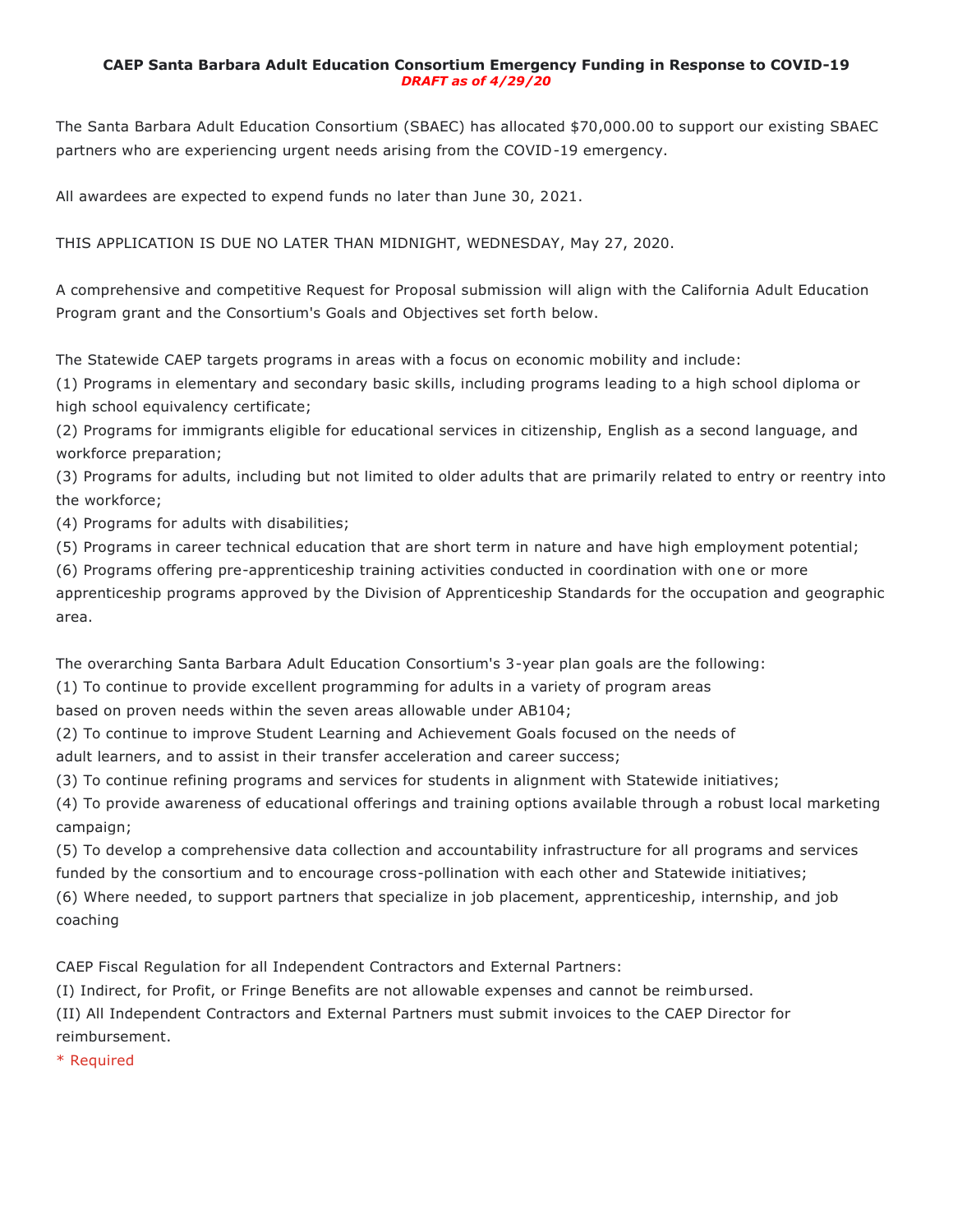# CAEP Santa Barbara Adult Education Consortium Emergency Funding in Response to COVID-19

***DRAFT as of 4/29/20***

The Santa Barbara Adult Education Consortium (SBAEC) has allocated $70,000.00 to support our existing SBAEC partners who are experiencing urgent needs arising from the COVID-19 emergency.

All awardees are expected to expend funds no later than June 30, 2021.

THIS APPLICATION IS DUE NO LATER THAN MIDNIGHT, WEDNESDAY, May 27, 2020.

A comprehensive and competitive Request for Proposal submission will align with the California Adult Education Program grant and the Consortium's Goals and Objectives set forth below.

The Statewide CAEP targets programs in areas with a focus on economic mobility and include:
(1) Programs in elementary and secondary basic skills, including programs leading to a high school diploma or high school equivalency certificate;
(2) Programs for immigrants eligible for educational services in citizenship, English as a second language, and workforce preparation;
(3) Programs for adults, including but not limited to older adults that are primarily related to entry or reentry into the workforce;
(4) Programs for adults with disabilities;
(5) Programs in career technical education that are short term in nature and have high employment potential;
(6) Programs offering pre-apprenticeship training activities conducted in coordination with one or more apprenticeship programs approved by the Division of Apprenticeship Standards for the occupation and geographic area.

The overarching Santa Barbara Adult Education Consortium's 3-year plan goals are the following:
(1) To continue to provide excellent programming for adults in a variety of program areas based on proven needs within the seven areas allowable under AB104;
(2) To continue to improve Student Learning and Achievement Goals focused on the needs of adult learners, and to assist in their transfer acceleration and career success;
(3) To continue refining programs and services for students in alignment with Statewide initiatives;
(4) To provide awareness of educational offerings and training options available through a robust local marketing campaign;
(5) To develop a comprehensive data collection and accountability infrastructure for all programs and services funded by the consortium and to encourage cross-pollination with each other and Statewide initiatives;
(6) Where needed, to support partners that specialize in job placement, apprenticeship, internship, and job coaching

CAEP Fiscal Regulation for all Independent Contractors and External Partners:
(I) Indirect, for Profit, or Fringe Benefits are not allowable expenses and cannot be reimbursed.
(II) All Independent Contractors and External Partners must submit invoices to the CAEP Director for reimbursement.

* Required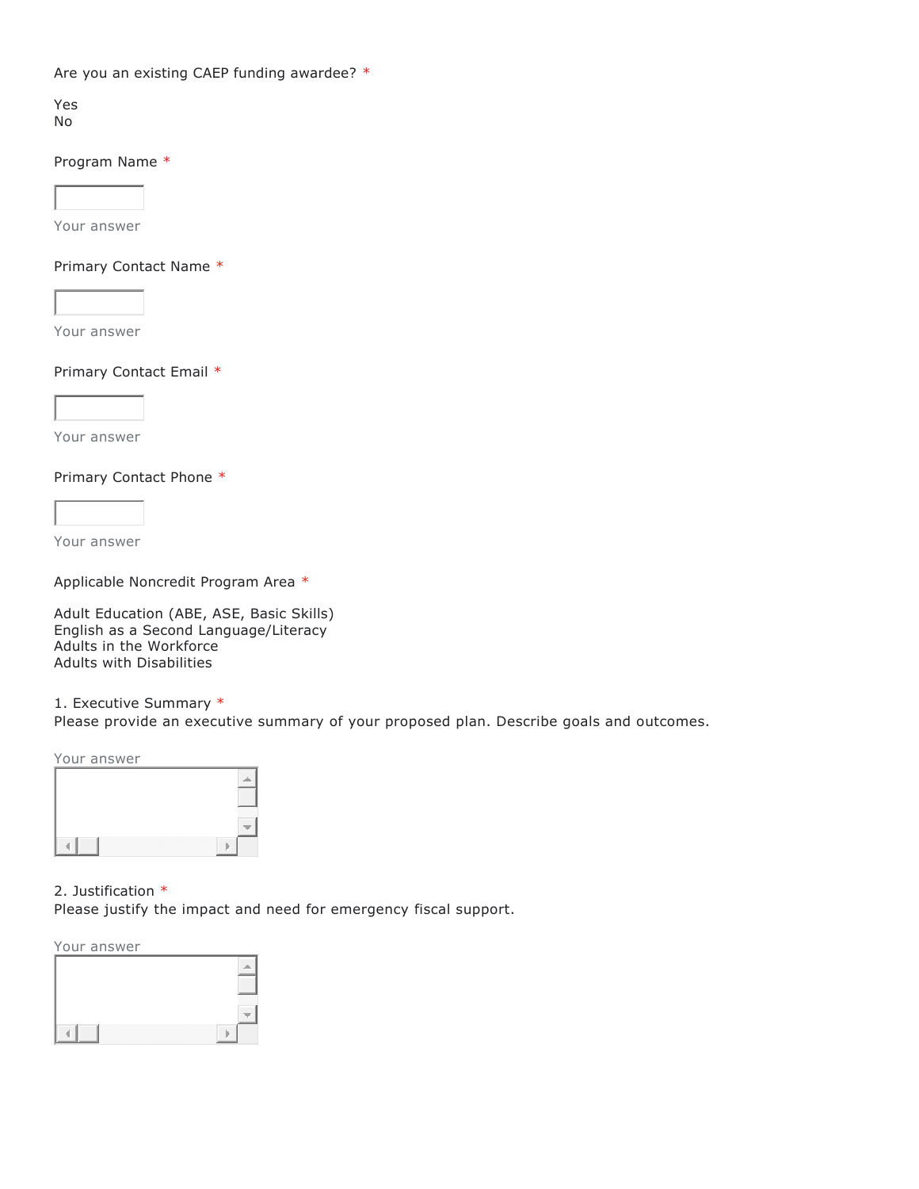Are you an existing CAEP funding awardee? *

Yes
No

Program Name *

Your answer

Primary Contact Name *

Your answer

Primary Contact Email *

Your answer

Primary Contact Phone *

Your answer

Applicable Noncredit Program Area *

Adult Education (ABE, ASE, Basic Skills)
English as a Second Language/Literacy
Adults in the Workforce
Adults with Disabilities

1. Executive Summary *
Please provide an executive summary of your proposed plan. Describe goals and outcomes.

Your answer

2. Justification *
Please justify the impact and need for emergency fiscal support.

Your answer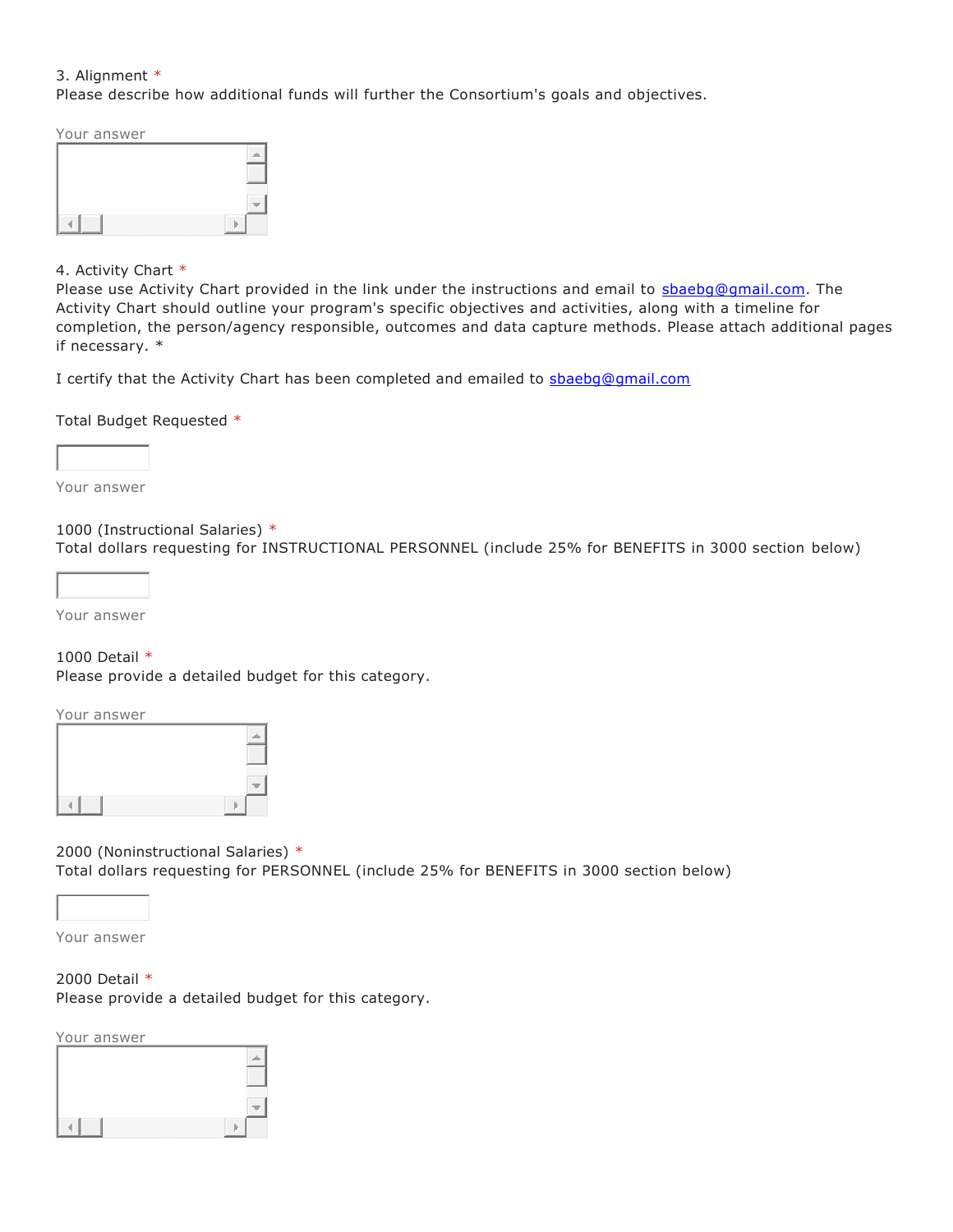3. Alignment *
Please describe how additional funds will further the Consortium's goals and objectives.

Your answer

4. Activity Chart *
Please use Activity Chart provided in the link under the instructions and email to [sbaebg@gmail.com](mailto:sbaebg@gmail.com). The Activity Chart should outline your program's specific objectives and activities, along with a timeline for completion, the person/agency responsible, outcomes and data capture methods. Please attach additional pages if necessary. *

I certify that the Activity Chart has been completed and emailed to [sbaebg@gmail.com](mailto:sbaebg@gmail.com)

Total Budget Requested *

Your answer

1000 (Instructional Salaries) *
Total dollars requesting for INSTRUCTIONAL PERSONNEL (include 25% for BENEFITS in 3000 section below)

Your answer

1000 Detail *
Please provide a detailed budget for this category.

Your answer

2000 (Noninstructional Salaries) *
Total dollars requesting for PERSONNEL (include 25% for BENEFITS in 3000 section below)

Your answer

2000 Detail *
Please provide a detailed budget for this category.

Your answer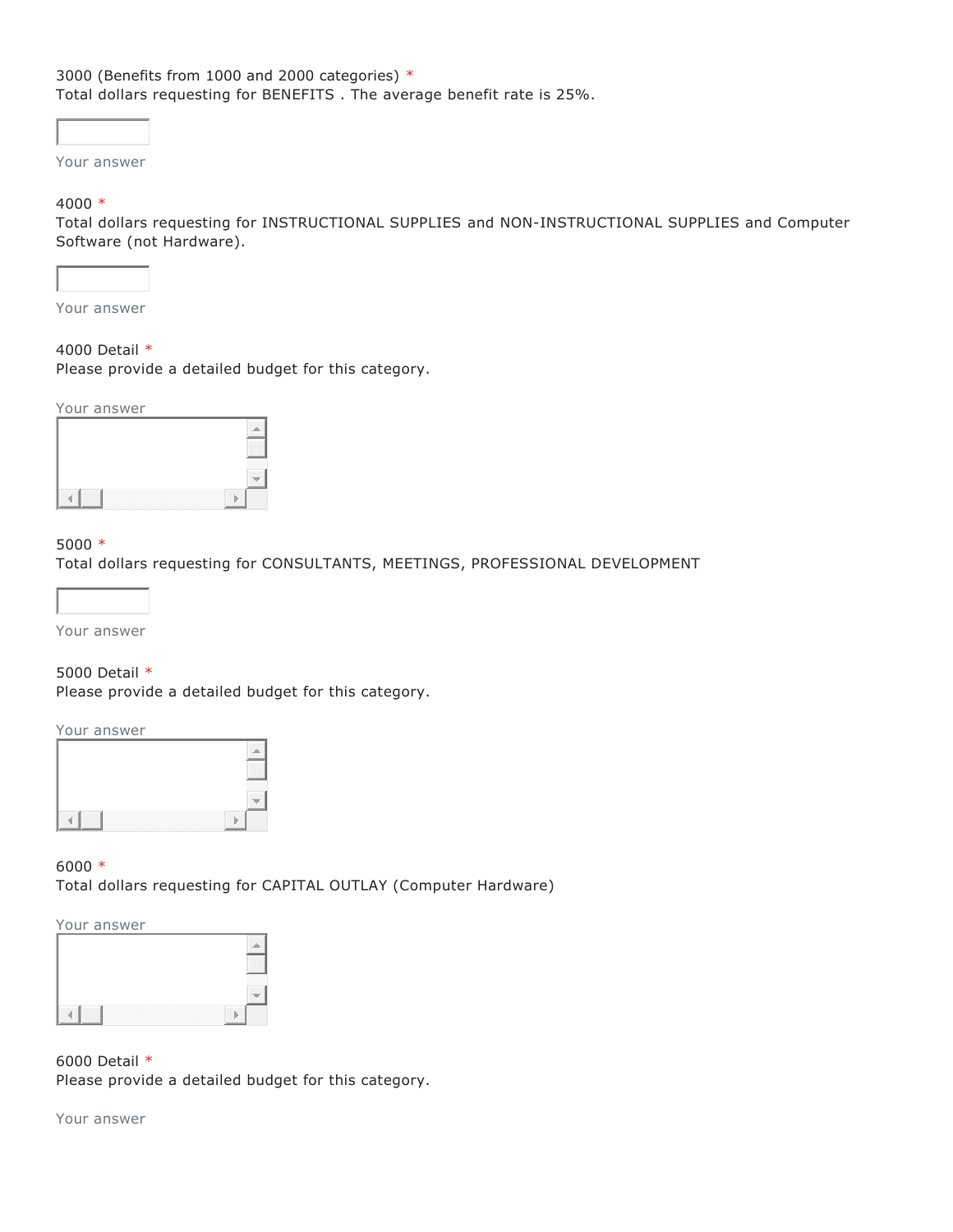3000 (Benefits from 1000 and 2000 categories) *
Total dollars requesting for BENEFITS . The average benefit rate is 25%.

Your answer

4000 *
Total dollars requesting for INSTRUCTIONAL SUPPLIES and NON-INSTRUCTIONAL SUPPLIES and Computer Software (not Hardware).

Your answer

4000 Detail *
Please provide a detailed budget for this category.

Your answer

5000 *
Total dollars requesting for CONSULTANTS, MEETINGS, PROFESSIONAL DEVELOPMENT

Your answer

5000 Detail *
Please provide a detailed budget for this category.

Your answer

6000 *
Total dollars requesting for CAPITAL OUTLAY (Computer Hardware)

Your answer

6000 Detail *
Please provide a detailed budget for this category.

Your answer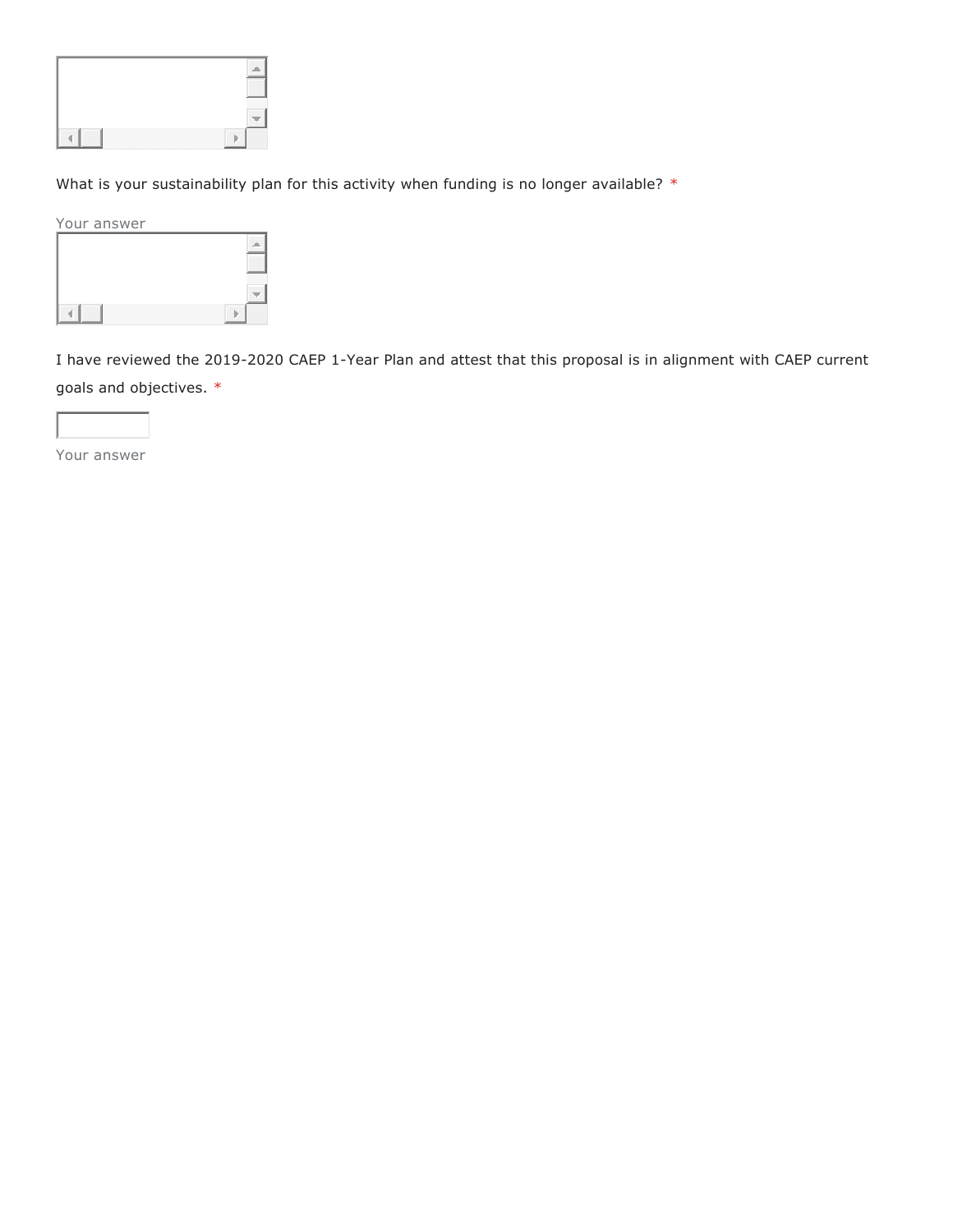What is your sustainability plan for this activity when funding is no longer available? *

Your answer

I have reviewed the 2019-2020 CAEP 1-Year Plan and attest that this proposal is in alignment with CAEP current goals and objectives. *

Your answer